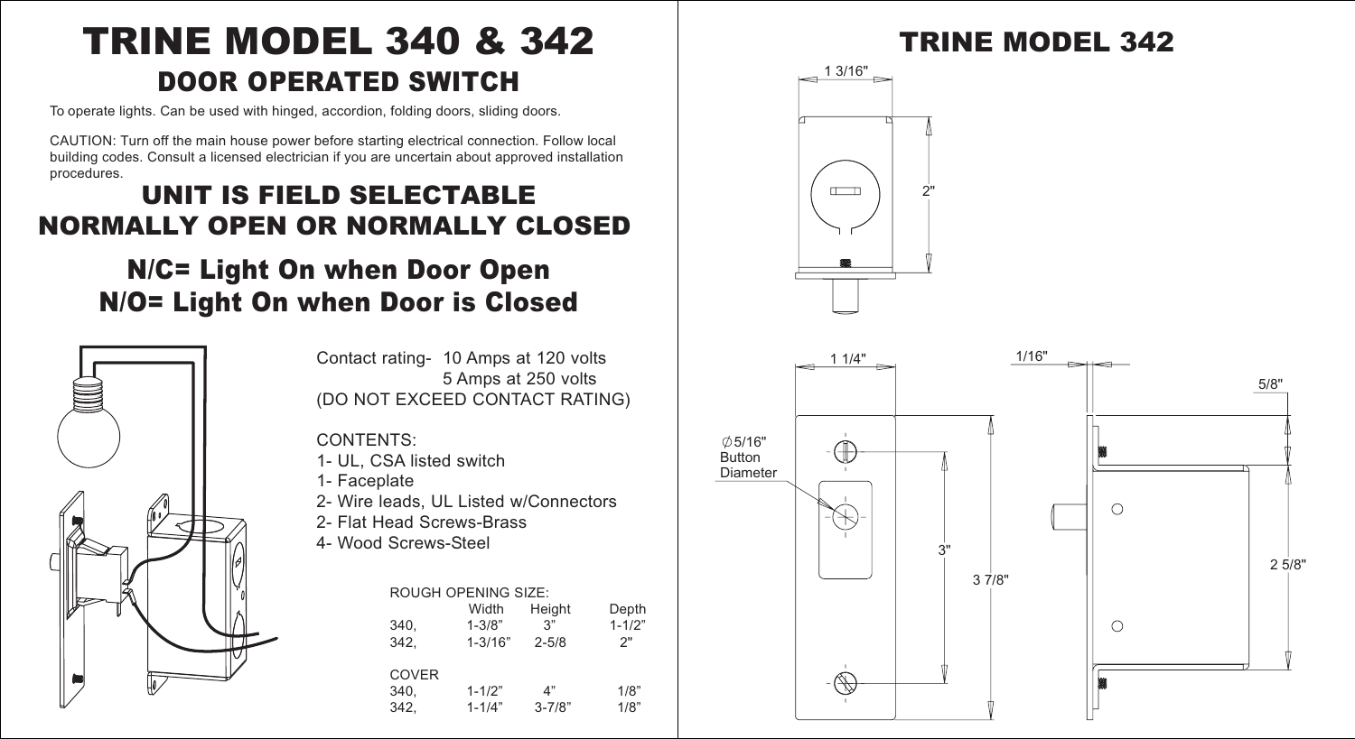# TRINE MODEL 340 & 342

## DOOR OPERATED SWITCH

To operate lights. Can be used with hinged, accordion, folding doors, sliding doors.

CAUTION: Turn off the main house power before starting electrical connection. Follow local building codes. Consult a licensed electrician if you are uncertain about approved installation procedures.

## UNIT IS FIELD SELECTABLE NORMALLY OPEN OR NORMALLY CLOSED

## N/C= Light On when Door Open
## N/O= Light On when Door is Closed

Contact rating- 10 Amps at 120 volts
5 Amps at 250 volts
(DO NOT EXCEED CONTACT RATING)

CONTENTS:
- 1- UL, CSA listed switch
- 1- Faceplate
- 2- Wire leads, UL Listed w/Connectors
- 2- Flat Head Screws-Brass
- 4- Wood Screws-Steel

| ROUGH OPENING SIZE: | Width | Height | Depth |
|---|---|---|---|
| 340, | 1-3/8” | 3” | 1-1/2” |
| 342, | 1-3/16” | 2-5/8 | 2" |
| **COVER** | | | |
| 340, | 1-1/2” | 4” | 1/8” |
| 342, | 1-1/4” | 3-7/8” | 1/8” |

# TRINE MODEL 342

1 3/16"
2"
1 1/4"
1/16"
5/8"
∅5/16" Button Diameter
3"
3 7/8"
2 5/8"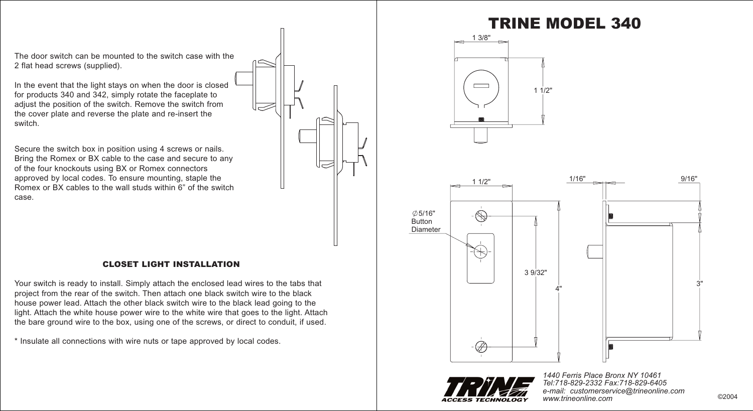The door switch can be mounted to the switch case with the 2 flat head screws (supplied).

In the event that the light stays on when the door is closed for products 340 and 342, simply rotate the faceplate to adjust the position of the switch. Remove the switch from the cover plate and reverse the plate and re-insert the switch.

Secure the switch box in position using 4 screws or nails. Bring the Romex or BX cable to the case and secure to any of the four knockouts using BX or Romex connectors approved by local codes. To ensure mounting, staple the Romex or BX cables to the wall studs within 6" of the switch case.

## CLOSET LIGHT INSTALLATION

Your switch is ready to install. Simply attach the enclosed lead wires to the tabs that project from the rear of the switch. Then attach one black switch wire to the black house power lead. Attach the other black switch wire to the black lead going to the light. Attach the white house power wire to the white wire that goes to the light. Attach the bare ground wire to the box, using one of the screws, or direct to conduit, if used.

\* Insulate all connections with wire nuts or tape approved by local codes.

# TRINE MODEL 340

1 3/8"

1 1/2"

1 1/2"

∅5/16" Button Diameter

3 9/32"

4"

1/16"

9/16"

3"

TRINE ACCESS TECHNOLOGY

*1440 Ferris Place Bronx NY 10461*
*Tel:718-829-2332 Fax:718-829-6405*
*e-mail: customerservice@trineonline.com*
*www.trineonline.com*

©2004